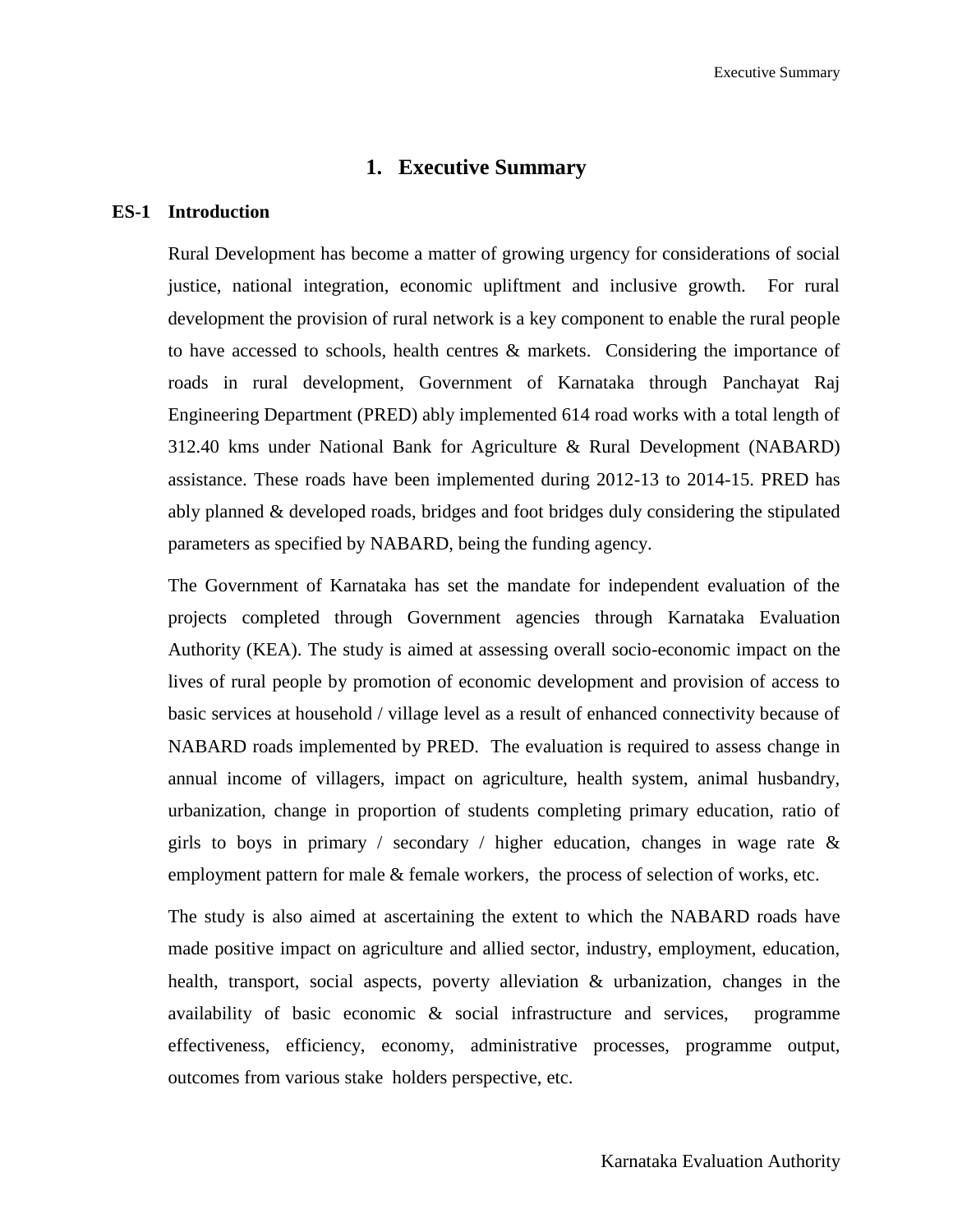# 1. Executive Summary

## ES-1 Introduction

Rural Development has become a matter of growing urgency for considerations of social justice, national integration, economic upliftment and inclusive growth. For rural development the provision of rural network is a key component to enable the rural people to have accessed to schools, health centres & markets. Considering the importance of roads in rural development, Government of Karnataka through Panchayat Raj Engineering Department (PRED) ably implemented 614 road works with a total length of 312.40 kms under National Bank for Agriculture & Rural Development (NABARD) assistance. These roads have been implemented during 2012-13 to 2014-15. PRED has ably planned & developed roads, bridges and foot bridges duly considering the stipulated parameters as specified by NABARD, being the funding agency.

The Government of Karnataka has set the mandate for independent evaluation of the projects completed through Government agencies through Karnataka Evaluation Authority (KEA). The study is aimed at assessing overall socio-economic impact on the lives of rural people by promotion of economic development and provision of access to basic services at household / village level as a result of enhanced connectivity because of NABARD roads implemented by PRED. The evaluation is required to assess change in annual income of villagers, impact on agriculture, health system, animal husbandry, urbanization, change in proportion of students completing primary education, ratio of girls to boys in primary / secondary / higher education, changes in wage rate & employment pattern for male & female workers, the process of selection of works, etc.

The study is also aimed at ascertaining the extent to which the NABARD roads have made positive impact on agriculture and allied sector, industry, employment, education, health, transport, social aspects, poverty alleviation & urbanization, changes in the availability of basic economic & social infrastructure and services, programme effectiveness, efficiency, economy, administrative processes, programme output, outcomes from various stake holders perspective, etc.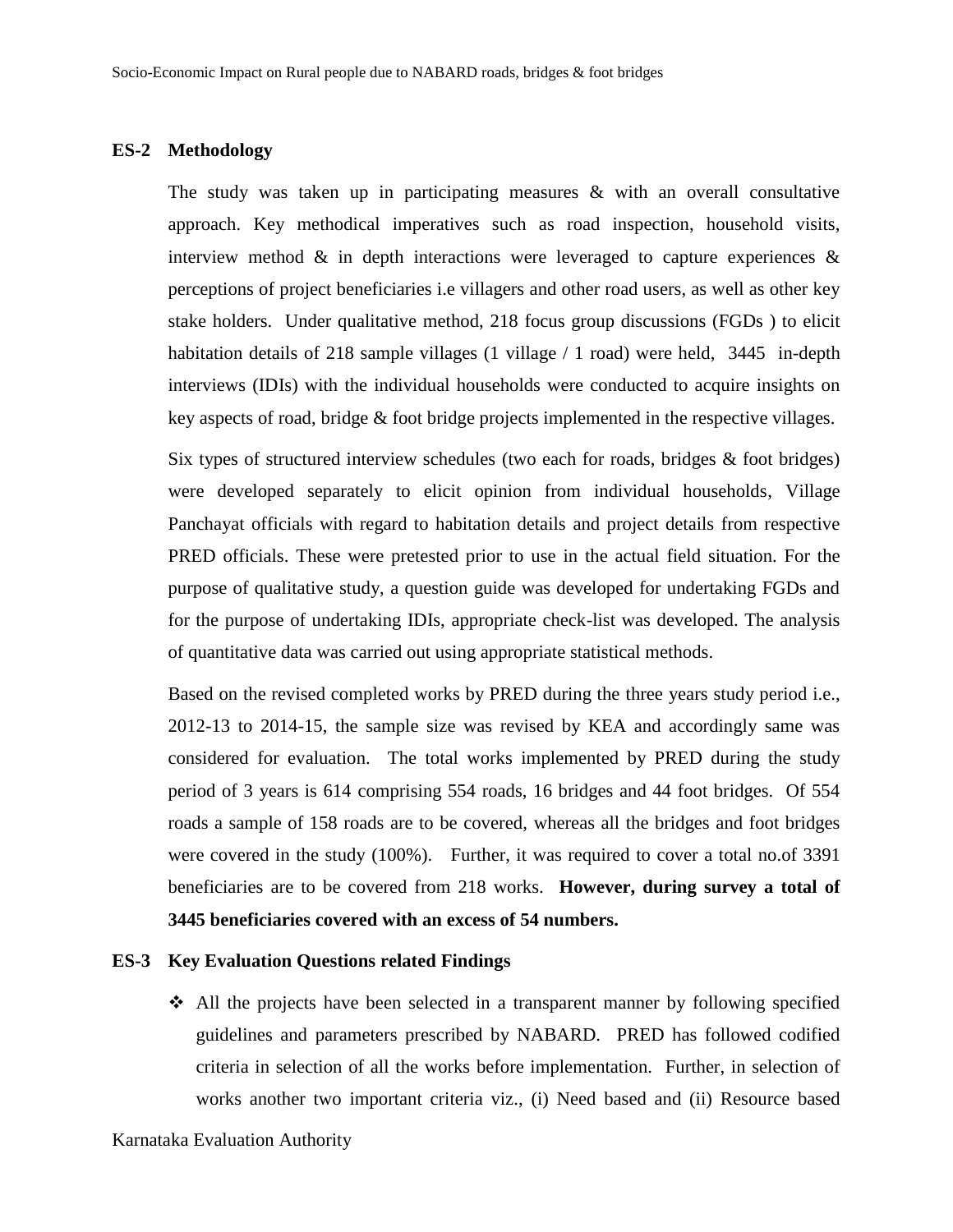## ES-2 Methodology

The study was taken up in participating measures & with an overall consultative approach. Key methodical imperatives such as road inspection, household visits, interview method & in depth interactions were leveraged to capture experiences & perceptions of project beneficiaries i.e villagers and other road users, as well as other key stake holders. Under qualitative method, 218 focus group discussions (FGDs ) to elicit habitation details of 218 sample villages (1 village / 1 road) were held, 3445 in-depth interviews (IDIs) with the individual households were conducted to acquire insights on key aspects of road, bridge & foot bridge projects implemented in the respective villages.

Six types of structured interview schedules (two each for roads, bridges & foot bridges) were developed separately to elicit opinion from individual households, Village Panchayat officials with regard to habitation details and project details from respective PRED officials. These were pretested prior to use in the actual field situation. For the purpose of qualitative study, a question guide was developed for undertaking FGDs and for the purpose of undertaking IDIs, appropriate check-list was developed. The analysis of quantitative data was carried out using appropriate statistical methods.

Based on the revised completed works by PRED during the three years study period i.e., 2012-13 to 2014-15, the sample size was revised by KEA and accordingly same was considered for evaluation. The total works implemented by PRED during the study period of 3 years is 614 comprising 554 roads, 16 bridges and 44 foot bridges. Of 554 roads a sample of 158 roads are to be covered, whereas all the bridges and foot bridges were covered in the study (100%). Further, it was required to cover a total no.of 3391 beneficiaries are to be covered from 218 works. **However, during survey a total of 3445 beneficiaries covered with an excess of 54 numbers.**

## ES-3 Key Evaluation Questions related Findings

- All the projects have been selected in a transparent manner by following specified guidelines and parameters prescribed by NABARD. PRED has followed codified criteria in selection of all the works before implementation. Further, in selection of works another two important criteria viz., (i) Need based and (ii) Resource based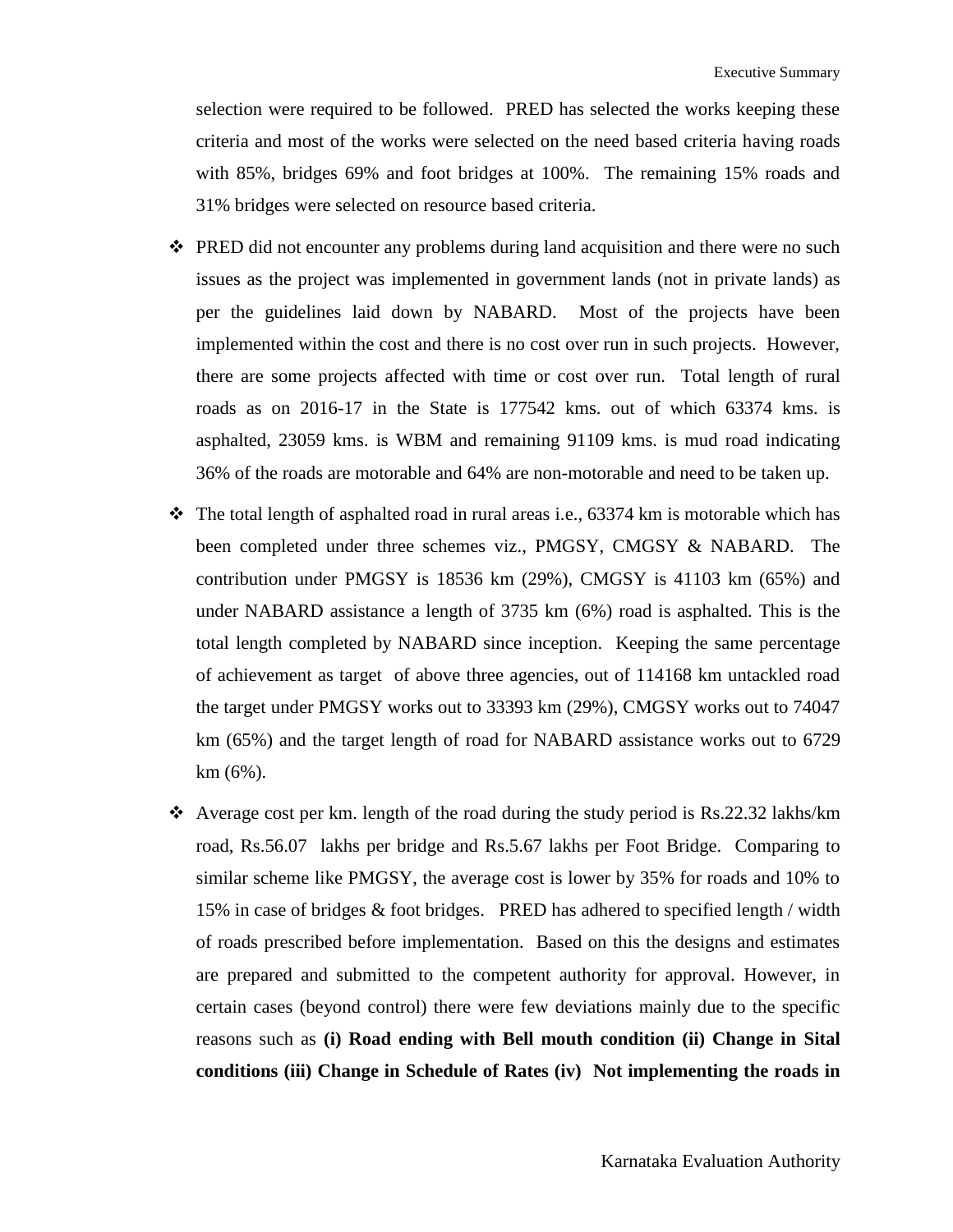selection were required to be followed. PRED has selected the works keeping these criteria and most of the works were selected on the need based criteria having roads with 85%, bridges 69% and foot bridges at 100%. The remaining 15% roads and 31% bridges were selected on resource based criteria.

- PRED did not encounter any problems during land acquisition and there were no such issues as the project was implemented in government lands (not in private lands) as per the guidelines laid down by NABARD. Most of the projects have been implemented within the cost and there is no cost over run in such projects. However, there are some projects affected with time or cost over run. Total length of rural roads as on 2016-17 in the State is 177542 kms. out of which 63374 kms. is asphalted, 23059 kms. is WBM and remaining 91109 kms. is mud road indicating 36% of the roads are motorable and 64% are non-motorable and need to be taken up.

- The total length of asphalted road in rural areas i.e., 63374 km is motorable which has been completed under three schemes viz., PMGSY, CMGSY & NABARD. The contribution under PMGSY is 18536 km (29%), CMGSY is 41103 km (65%) and under NABARD assistance a length of 3735 km (6%) road is asphalted. This is the total length completed by NABARD since inception. Keeping the same percentage of achievement as target of above three agencies, out of 114168 km untackled road the target under PMGSY works out to 33393 km (29%), CMGSY works out to 74047 km (65%) and the target length of road for NABARD assistance works out to 6729 km (6%).

- Average cost per km. length of the road during the study period is Rs.22.32 lakhs/km road, Rs.56.07 lakhs per bridge and Rs.5.67 lakhs per Foot Bridge. Comparing to similar scheme like PMGSY, the average cost is lower by 35% for roads and 10% to 15% in case of bridges & foot bridges. PRED has adhered to specified length / width of roads prescribed before implementation. Based on this the designs and estimates are prepared and submitted to the competent authority for approval. However, in certain cases (beyond control) there were few deviations mainly due to the specific reasons such as **(i) Road ending with Bell mouth condition (ii) Change in Sital conditions (iii) Change in Schedule of Rates (iv) Not implementing the roads in**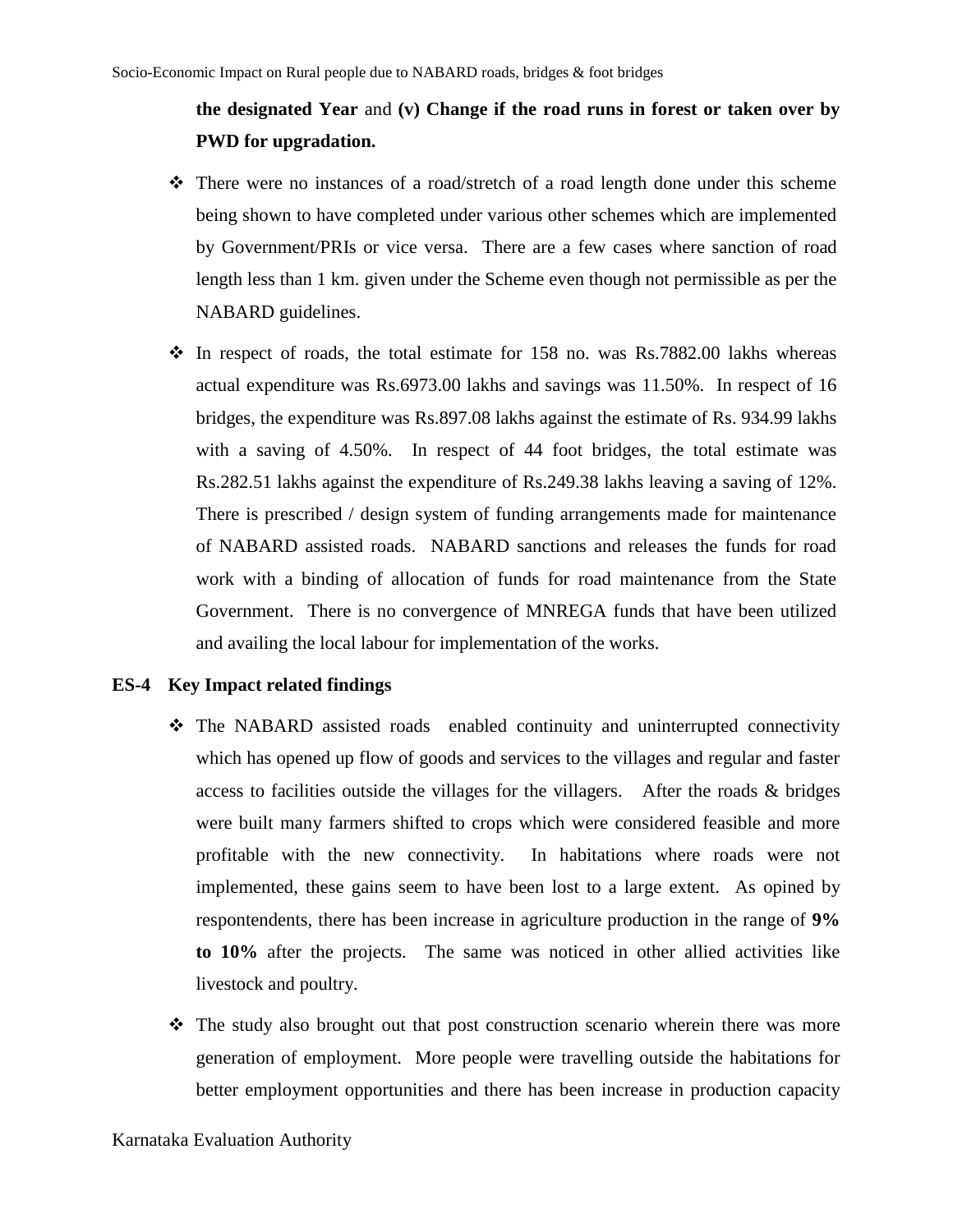**the designated Year** and **(v) Change if the road runs in forest or taken over by PWD for upgradation.**

- There were no instances of a road/stretch of a road length done under this scheme being shown to have completed under various other schemes which are implemented by Government/PRIs or vice versa. There are a few cases where sanction of road length less than 1 km. given under the Scheme even though not permissible as per the NABARD guidelines.

- In respect of roads, the total estimate for 158 no. was Rs.7882.00 lakhs whereas actual expenditure was Rs.6973.00 lakhs and savings was 11.50%. In respect of 16 bridges, the expenditure was Rs.897.08 lakhs against the estimate of Rs. 934.99 lakhs with a saving of 4.50%. In respect of 44 foot bridges, the total estimate was Rs.282.51 lakhs against the expenditure of Rs.249.38 lakhs leaving a saving of 12%. There is prescribed / design system of funding arrangements made for maintenance of NABARD assisted roads. NABARD sanctions and releases the funds for road work with a binding of allocation of funds for road maintenance from the State Government. There is no convergence of MNREGA funds that have been utilized and availing the local labour for implementation of the works.

## ES-4 Key Impact related findings

- The NABARD assisted roads enabled continuity and uninterrupted connectivity which has opened up flow of goods and services to the villages and regular and faster access to facilities outside the villages for the villagers. After the roads & bridges were built many farmers shifted to crops which were considered feasible and more profitable with the new connectivity. In habitations where roads were not implemented, these gains seem to have been lost to a large extent. As opined by respontendents, there has been increase in agriculture production in the range of **9% to 10%** after the projects. The same was noticed in other allied activities like livestock and poultry.

- The study also brought out that post construction scenario wherein there was more generation of employment. More people were travelling outside the habitations for better employment opportunities and there has been increase in production capacity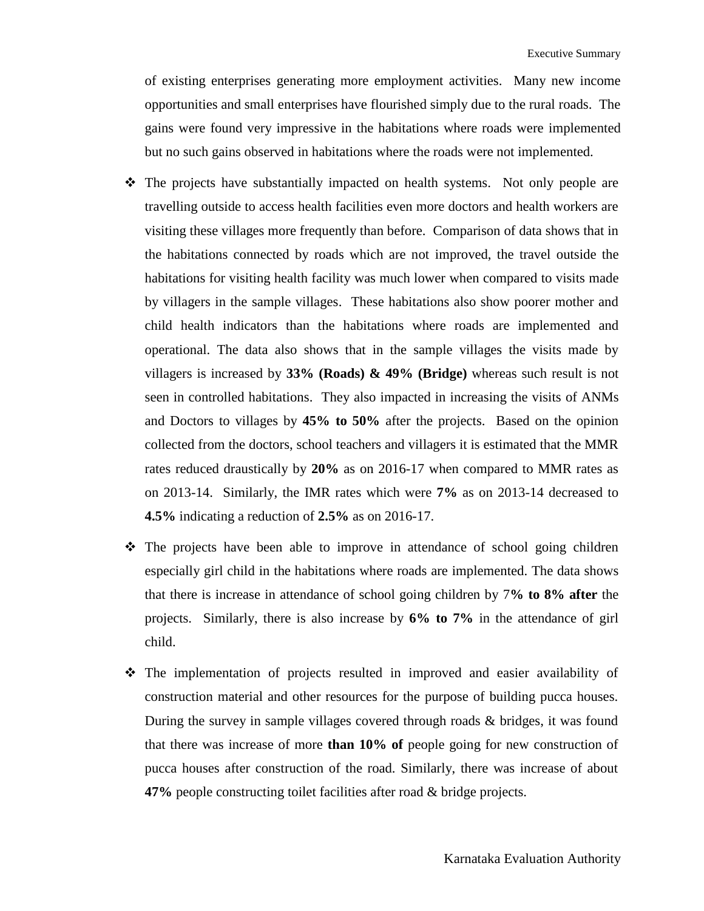of existing enterprises generating more employment activities. Many new income opportunities and small enterprises have flourished simply due to the rural roads. The gains were found very impressive in the habitations where roads were implemented but no such gains observed in habitations where the roads were not implemented.

- The projects have substantially impacted on health systems. Not only people are travelling outside to access health facilities even more doctors and health workers are visiting these villages more frequently than before. Comparison of data shows that in the habitations connected by roads which are not improved, the travel outside the habitations for visiting health facility was much lower when compared to visits made by villagers in the sample villages. These habitations also show poorer mother and child health indicators than the habitations where roads are implemented and operational. The data also shows that in the sample villages the visits made by villagers is increased by **33% (Roads) & 49% (Bridge)** whereas such result is not seen in controlled habitations. They also impacted in increasing the visits of ANMs and Doctors to villages by **45% to 50%** after the projects. Based on the opinion collected from the doctors, school teachers and villagers it is estimated that the MMR rates reduced draustically by **20%** as on 2016-17 when compared to MMR rates as on 2013-14. Similarly, the IMR rates which were **7%** as on 2013-14 decreased to **4.5%** indicating a reduction of **2.5%** as on 2016-17.

- The projects have been able to improve in attendance of school going children especially girl child in the habitations where roads are implemented. The data shows that there is increase in attendance of school going children by 7**% to 8% after** the projects. Similarly, there is also increase by **6% to 7%** in the attendance of girl child.

- The implementation of projects resulted in improved and easier availability of construction material and other resources for the purpose of building pucca houses. During the survey in sample villages covered through roads & bridges, it was found that there was increase of more **than 10% of** people going for new construction of pucca houses after construction of the road. Similarly, there was increase of about **47%** people constructing toilet facilities after road & bridge projects.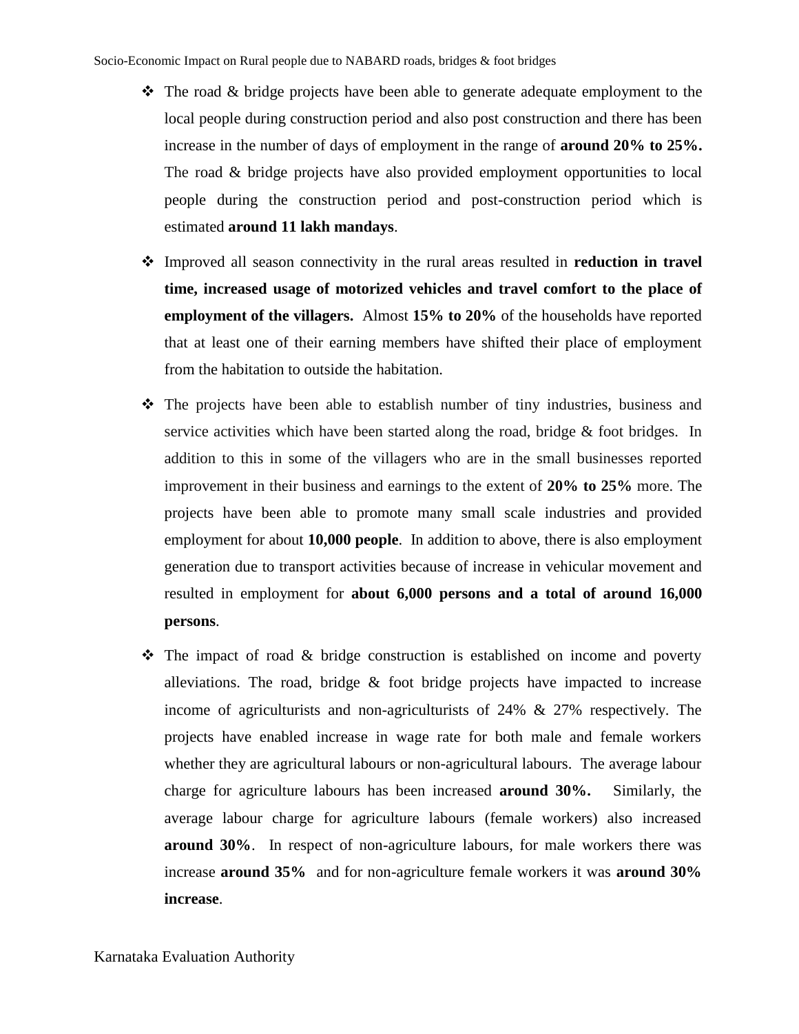- The road & bridge projects have been able to generate adequate employment to the local people during construction period and also post construction and there has been increase in the number of days of employment in the range of **around 20% to 25%.** The road & bridge projects have also provided employment opportunities to local people during the construction period and post-construction period which is estimated **around 11 lakh mandays**.

- Improved all season connectivity in the rural areas resulted in **reduction in travel time, increased usage of motorized vehicles and travel comfort to the place of employment of the villagers.** Almost **15% to 20%** of the households have reported that at least one of their earning members have shifted their place of employment from the habitation to outside the habitation.

- The projects have been able to establish number of tiny industries, business and service activities which have been started along the road, bridge & foot bridges. In addition to this in some of the villagers who are in the small businesses reported improvement in their business and earnings to the extent of **20% to 25%** more. The projects have been able to promote many small scale industries and provided employment for about **10,000 people**. In addition to above, there is also employment generation due to transport activities because of increase in vehicular movement and resulted in employment for **about 6,000 persons and a total of around 16,000 persons**.

- The impact of road & bridge construction is established on income and poverty alleviations. The road, bridge & foot bridge projects have impacted to increase income of agriculturists and non-agriculturists of 24% & 27% respectively. The projects have enabled increase in wage rate for both male and female workers whether they are agricultural labours or non-agricultural labours. The average labour charge for agriculture labours has been increased **around 30%.** Similarly, the average labour charge for agriculture labours (female workers) also increased **around 30%**. In respect of non-agriculture labours, for male workers there was increase **around 35%** and for non-agriculture female workers it was **around 30% increase**.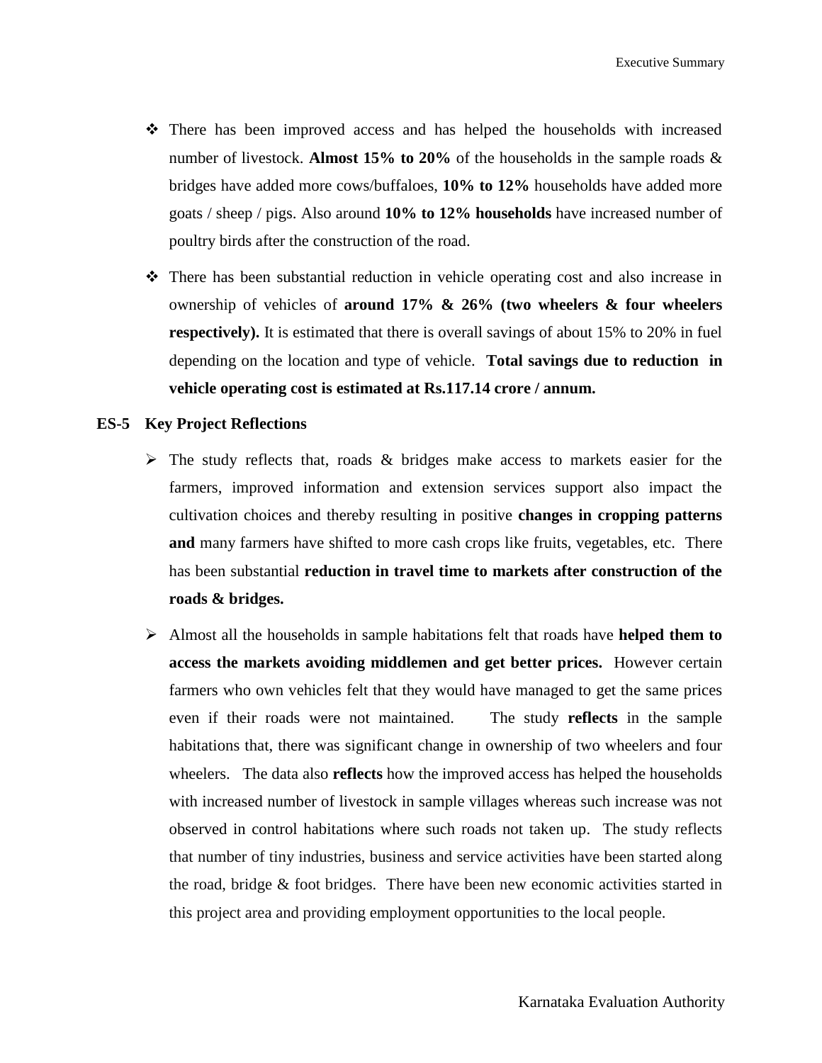- There has been improved access and has helped the households with increased number of livestock. **Almost 15% to 20%** of the households in the sample roads & bridges have added more cows/buffaloes, **10% to 12%** households have added more goats / sheep / pigs. Also around **10% to 12% households** have increased number of poultry birds after the construction of the road.
- There has been substantial reduction in vehicle operating cost and also increase in ownership of vehicles of **around 17% & 26% (two wheelers & four wheelers respectively).** It is estimated that there is overall savings of about 15% to 20% in fuel depending on the location and type of vehicle. **Total savings due to reduction in vehicle operating cost is estimated at Rs.117.14 crore / annum.**

## ES-5 Key Project Reflections

- The study reflects that, roads & bridges make access to markets easier for the farmers, improved information and extension services support also impact the cultivation choices and thereby resulting in positive **changes in cropping patterns and** many farmers have shifted to more cash crops like fruits, vegetables, etc. There has been substantial **reduction in travel time to markets after construction of the roads & bridges.**
- Almost all the households in sample habitations felt that roads have **helped them to access the markets avoiding middlemen and get better prices.** However certain farmers who own vehicles felt that they would have managed to get the same prices even if their roads were not maintained. The study **reflects** in the sample habitations that, there was significant change in ownership of two wheelers and four wheelers. The data also **reflects** how the improved access has helped the households with increased number of livestock in sample villages whereas such increase was not observed in control habitations where such roads not taken up. The study reflects that number of tiny industries, business and service activities have been started along the road, bridge & foot bridges. There have been new economic activities started in this project area and providing employment opportunities to the local people.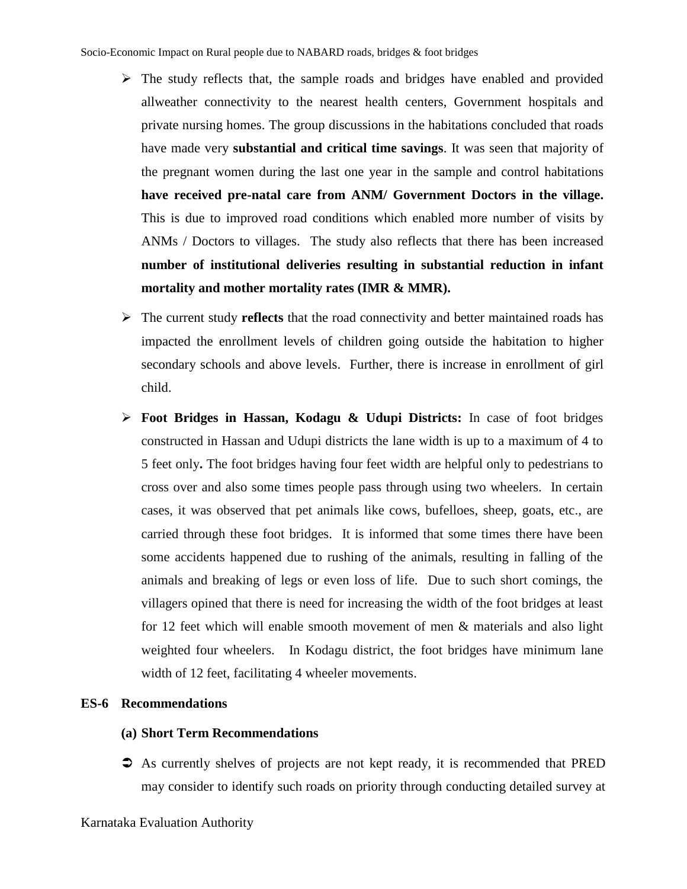- The study reflects that, the sample roads and bridges have enabled and provided allweather connectivity to the nearest health centers, Government hospitals and private nursing homes. The group discussions in the habitations concluded that roads have made very **substantial and critical time savings**. It was seen that majority of the pregnant women during the last one year in the sample and control habitations **have received pre-natal care from ANM/ Government Doctors in the village.** This is due to improved road conditions which enabled more number of visits by ANMs / Doctors to villages. The study also reflects that there has been increased **number of institutional deliveries resulting in substantial reduction in infant mortality and mother mortality rates (IMR & MMR).**

- The current study **reflects** that the road connectivity and better maintained roads has impacted the enrollment levels of children going outside the habitation to higher secondary schools and above levels. Further, there is increase in enrollment of girl child.

- **Foot Bridges in Hassan, Kodagu & Udupi Districts:** In case of foot bridges constructed in Hassan and Udupi districts the lane width is up to a maximum of 4 to 5 feet only**.** The foot bridges having four feet width are helpful only to pedestrians to cross over and also some times people pass through using two wheelers. In certain cases, it was observed that pet animals like cows, bufelloes, sheep, goats, etc., are carried through these foot bridges. It is informed that some times there have been some accidents happened due to rushing of the animals, resulting in falling of the animals and breaking of legs or even loss of life. Due to such short comings, the villagers opined that there is need for increasing the width of the foot bridges at least for 12 feet which will enable smooth movement of men & materials and also light weighted four wheelers. In Kodagu district, the foot bridges have minimum lane width of 12 feet, facilitating 4 wheeler movements.

## ES-6 Recommendations

### (a) Short Term Recommendations

- As currently shelves of projects are not kept ready, it is recommended that PRED may consider to identify such roads on priority through conducting detailed survey at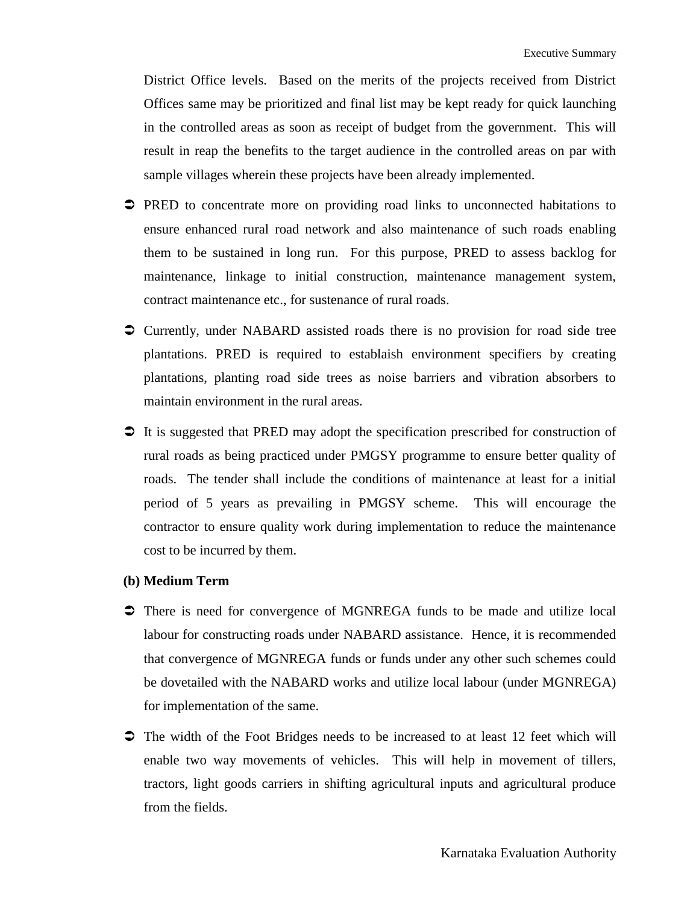District Office levels. Based on the merits of the projects received from District Offices same may be prioritized and final list may be kept ready for quick launching in the controlled areas as soon as receipt of budget from the government. This will result in reap the benefits to the target audience in the controlled areas on par with sample villages wherein these projects have been already implemented.

- PRED to concentrate more on providing road links to unconnected habitations to ensure enhanced rural road network and also maintenance of such roads enabling them to be sustained in long run. For this purpose, PRED to assess backlog for maintenance, linkage to initial construction, maintenance management system, contract maintenance etc., for sustenance of rural roads.

- Currently, under NABARD assisted roads there is no provision for road side tree plantations. PRED is required to establaish environment specifiers by creating plantations, planting road side trees as noise barriers and vibration absorbers to maintain environment in the rural areas.

- It is suggested that PRED may adopt the specification prescribed for construction of rural roads as being practiced under PMGSY programme to ensure better quality of roads. The tender shall include the conditions of maintenance at least for a initial period of 5 years as prevailing in PMGSY scheme. This will encourage the contractor to ensure quality work during implementation to reduce the maintenance cost to be incurred by them.

**(b) Medium Term**

- There is need for convergence of MGNREGA funds to be made and utilize local labour for constructing roads under NABARD assistance. Hence, it is recommended that convergence of MGNREGA funds or funds under any other such schemes could be dovetailed with the NABARD works and utilize local labour (under MGNREGA) for implementation of the same.

- The width of the Foot Bridges needs to be increased to at least 12 feet which will enable two way movements of vehicles. This will help in movement of tillers, tractors, light goods carriers in shifting agricultural inputs and agricultural produce from the fields.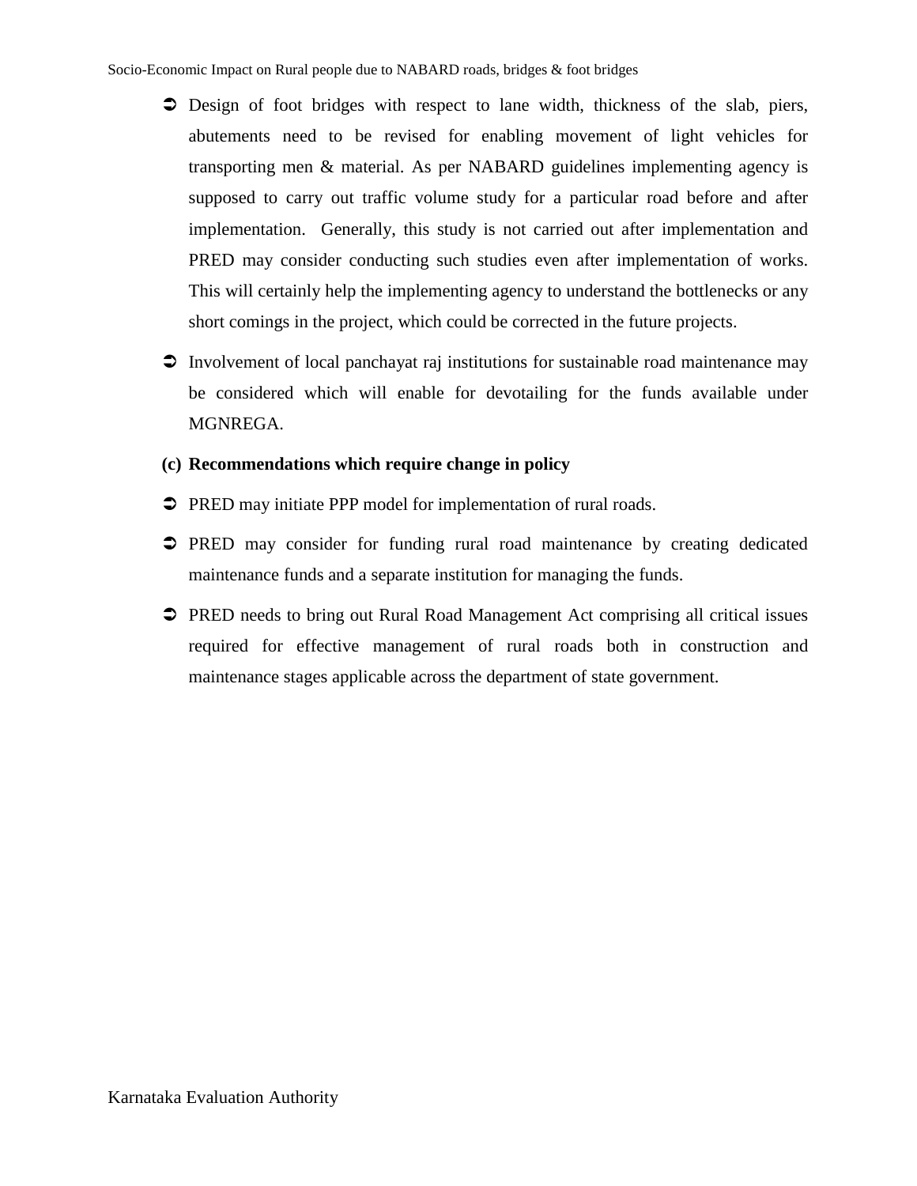- Design of foot bridges with respect to lane width, thickness of the slab, piers, abutements need to be revised for enabling movement of light vehicles for transporting men & material. As per NABARD guidelines implementing agency is supposed to carry out traffic volume study for a particular road before and after implementation. Generally, this study is not carried out after implementation and PRED may consider conducting such studies even after implementation of works. This will certainly help the implementing agency to understand the bottlenecks or any short comings in the project, which could be corrected in the future projects.
- Involvement of local panchayat raj institutions for sustainable road maintenance may be considered which will enable for devotailing for the funds available under MGNREGA.

**(c) Recommendations which require change in policy**

- PRED may initiate PPP model for implementation of rural roads.
- PRED may consider for funding rural road maintenance by creating dedicated maintenance funds and a separate institution for managing the funds.
- PRED needs to bring out Rural Road Management Act comprising all critical issues required for effective management of rural roads both in construction and maintenance stages applicable across the department of state government.